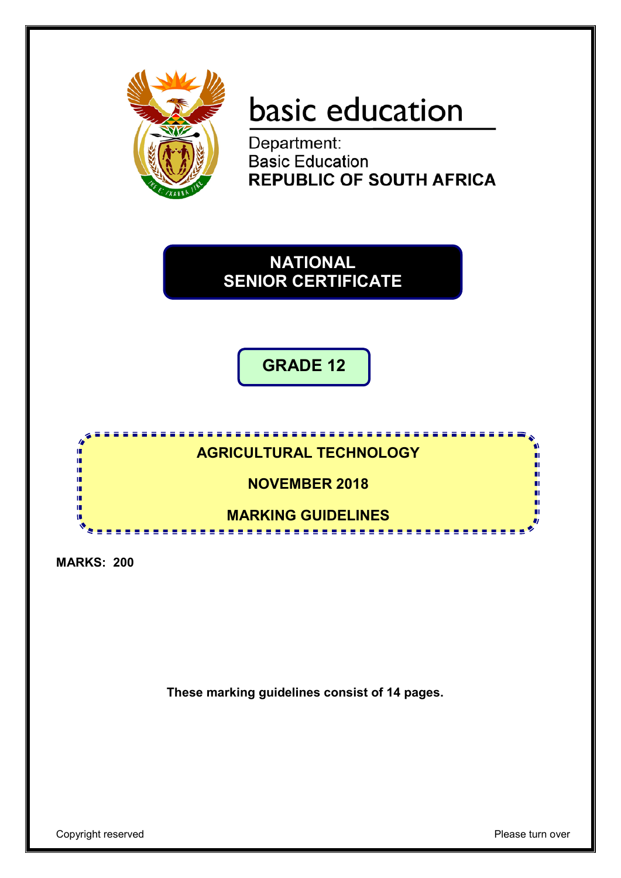basic education

Department:
Basic Education
**REPUBLIC OF SOUTH AFRICA**

# NATIONAL SENIOR CERTIFICATE

## GRADE 12

## AGRICULTURAL TECHNOLOGY

## NOVEMBER 2018

## MARKING GUIDELINES

**MARKS: 200**

**These marking guidelines consist of 14 pages.**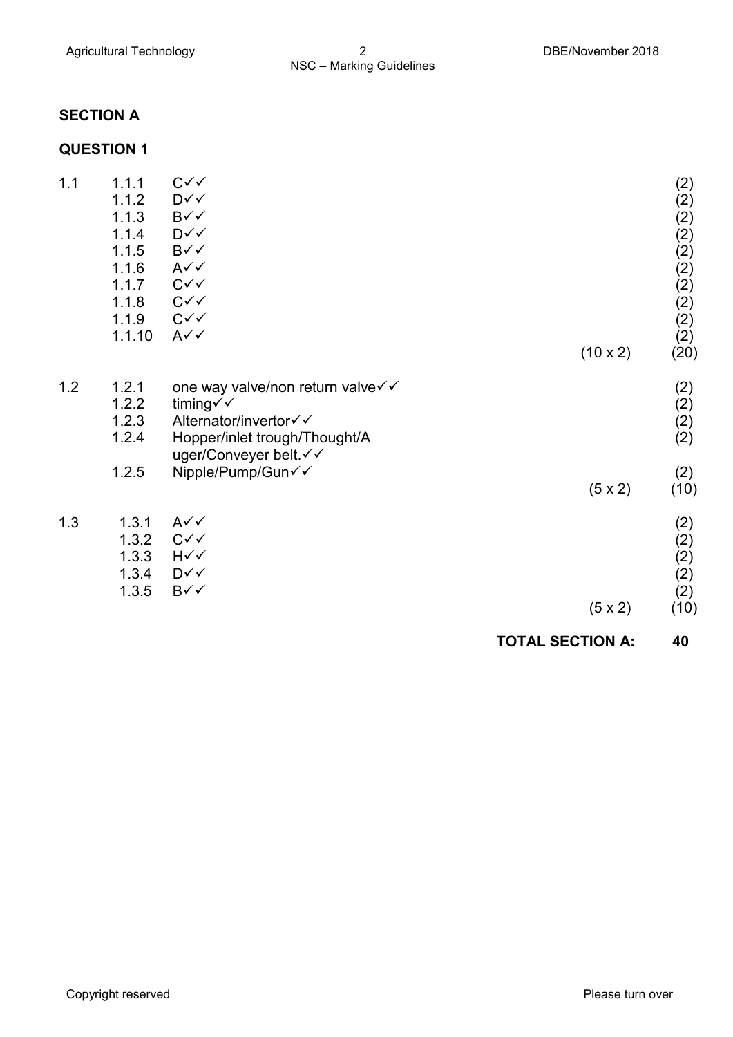## SECTION A

### QUESTION 1

| | | | | |
|---|---|---|---|---|
| 1.1 | 1.1.1 | C✓✓ | | (2) |
| | 1.1.2 | D✓✓ | | (2) |
| | 1.1.3 | B✓✓ | | (2) |
| | 1.1.4 | D✓✓ | | (2) |
| | 1.1.5 | B✓✓ | | (2) |
| | 1.1.6 | A✓✓ | | (2) |
| | 1.1.7 | C✓✓ | | (2) |
| | 1.1.8 | C✓✓ | | (2) |
| | 1.1.9 | C✓✓ | | (2) |
| | 1.1.10 | A✓✓ | | (2) |
| | | | (10 x 2) | (20) |
| 1.2 | 1.2.1 | one way valve/non return valve✓✓ | | (2) |
| | 1.2.2 | timing✓✓ | | (2) |
| | 1.2.3 | Alternator/invertor✓✓ | | (2) |
| | 1.2.4 | Hopper/inlet trough/Thought/Auger/Conveyer belt.✓✓ | | (2) |
| | 1.2.5 | Nipple/Pump/Gun✓✓ | | (2) |
| | | | (5 x 2) | (10) |
| 1.3 | 1.3.1 | A✓✓ | | (2) |
| | 1.3.2 | C✓✓ | | (2) |
| | 1.3.3 | H✓✓ | | (2) |
| | 1.3.4 | D✓✓ | | (2) |
| | 1.3.5 | B✓✓ | | (2) |
| | | | (5 x 2) | (10) |

**TOTAL SECTION A: 40**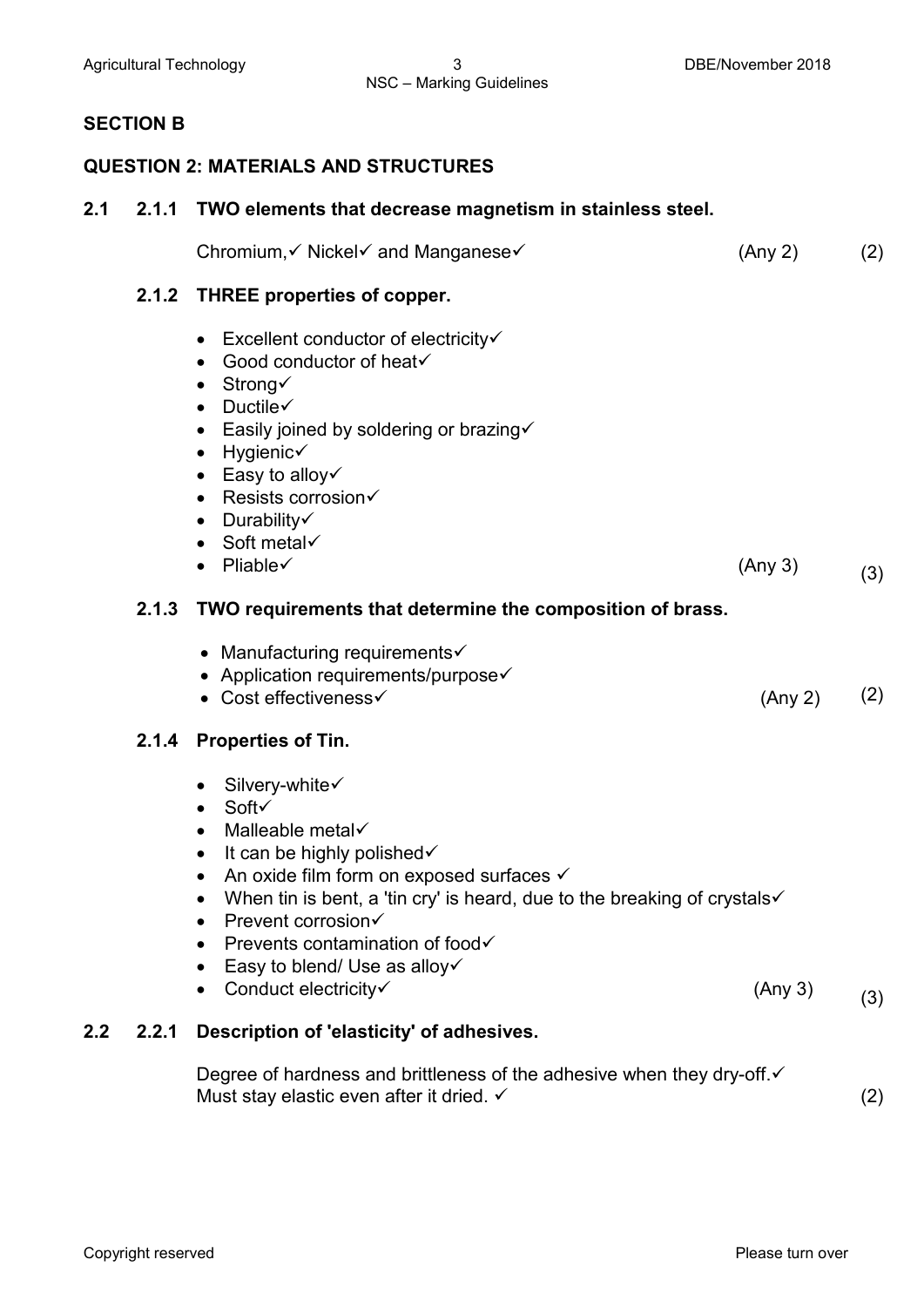## SECTION B

## QUESTION 2: MATERIALS AND STRUCTURES

**2.1 2.1.1 TWO elements that decrease magnetism in stainless steel.**

Chromium,✓ Nickel✓ and Manganese✓ (Any 2) (2)

**2.1.2 THREE properties of copper.**

- Excellent conductor of electricity✓
- Good conductor of heat✓
- Strong✓
- Ductile✓
- Easily joined by soldering or brazing✓
- Hygienic✓
- Easy to alloy✓
- Resists corrosion✓
- Durability✓
- Soft metal✓
- Pliable✓ (Any 3) (3)

**2.1.3 TWO requirements that determine the composition of brass.**

- Manufacturing requirements✓
- Application requirements/purpose✓
- Cost effectiveness✓ (Any 2) (2)

**2.1.4 Properties of Tin.**

- Silvery-white✓
- Soft✓
- Malleable metal✓
- It can be highly polished✓
- An oxide film form on exposed surfaces ✓
- When tin is bent, a 'tin cry' is heard, due to the breaking of crystals✓
- Prevent corrosion✓
- Prevents contamination of food✓
- Easy to blend/ Use as alloy✓
- Conduct electricity✓ (Any 3) (3)

**2.2 2.2.1 Description of 'elasticity' of adhesives.**

Degree of hardness and brittleness of the adhesive when they dry-off.✓
Must stay elastic even after it dried. ✓ (2)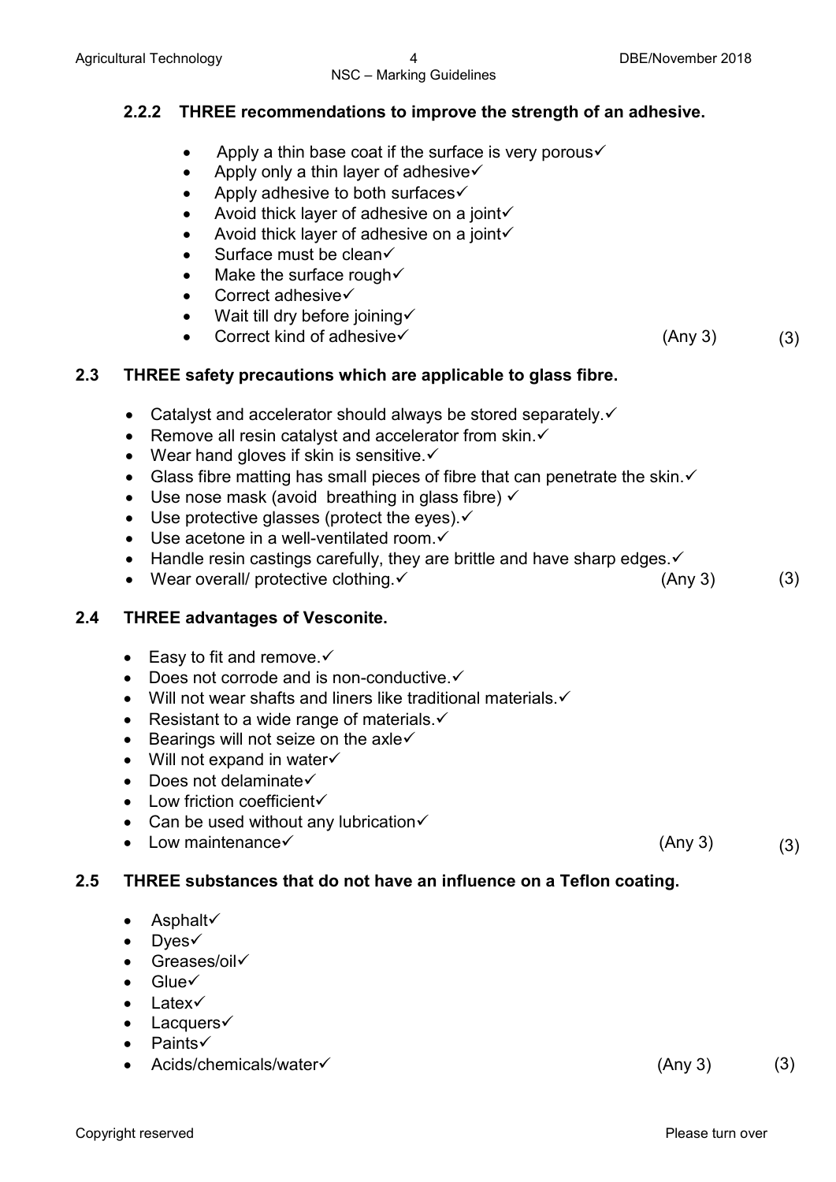### 2.2.2 THREE recommendations to improve the strength of an adhesive.

- Apply a thin base coat if the surface is very porous✓
- Apply only a thin layer of adhesive✓
- Apply adhesive to both surfaces✓
- Avoid thick layer of adhesive on a joint✓
- Avoid thick layer of adhesive on a joint✓
- Surface must be clean✓
- Make the surface rough✓
- Correct adhesive✓
- Wait till dry before joining✓
- Correct kind of adhesive✓ (Any 3) (3)

## 2.3 THREE safety precautions which are applicable to glass fibre.

- Catalyst and accelerator should always be stored separately.✓
- Remove all resin catalyst and accelerator from skin.✓
- Wear hand gloves if skin is sensitive.✓
- Glass fibre matting has small pieces of fibre that can penetrate the skin.✓
- Use nose mask (avoid breathing in glass fibre) ✓
- Use protective glasses (protect the eyes).✓
- Use acetone in a well-ventilated room.✓
- Handle resin castings carefully, they are brittle and have sharp edges.✓
- Wear overall/ protective clothing.✓ (Any 3) (3)

## 2.4 THREE advantages of Vesconite.

- Easy to fit and remove.✓
- Does not corrode and is non-conductive.✓
- Will not wear shafts and liners like traditional materials.✓
- Resistant to a wide range of materials.✓
- Bearings will not seize on the axle✓
- Will not expand in water✓
- Does not delaminate✓
- Low friction coefficient✓
- Can be used without any lubrication✓
- Low maintenance✓ (Any 3) (3)

## 2.5 THREE substances that do not have an influence on a Teflon coating.

- Asphalt✓
- Dyes✓
- Greases/oil✓
- Glue✓
- Latex✓
- Lacquers✓
- Paints✓
- Acids/chemicals/water✓ (Any 3) (3)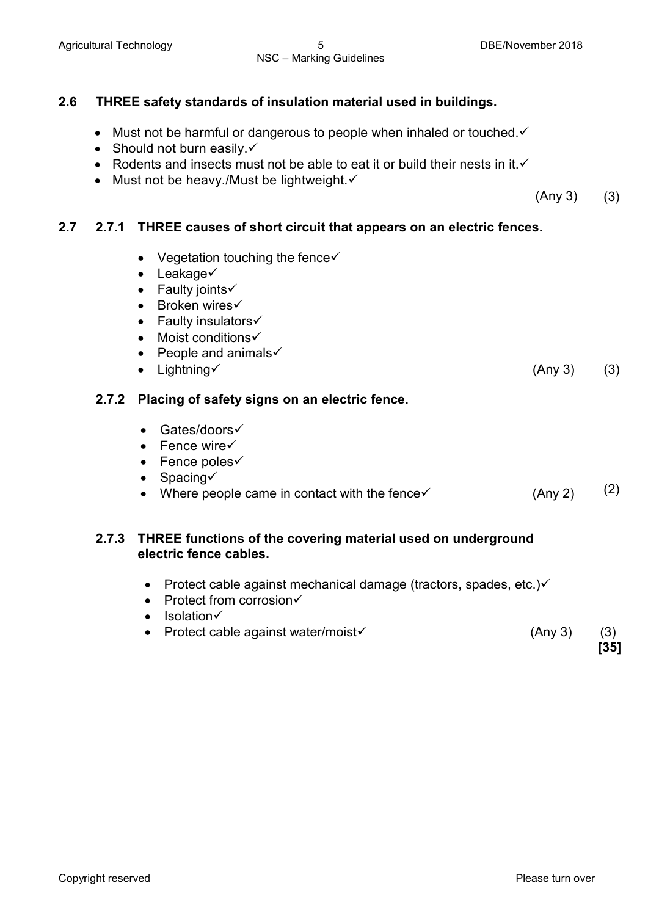**2.6 THREE safety standards of insulation material used in buildings.**

- Must not be harmful or dangerous to people when inhaled or touched.✓
- Should not burn easily.✓
- Rodents and insects must not be able to eat it or build their nests in it.✓
- Must not be heavy./Must be lightweight.✓

(Any 3) (3)

**2.7 2.7.1 THREE causes of short circuit that appears on an electric fences.**

- Vegetation touching the fence✓
- Leakage✓
- Faulty joints✓
- Broken wires✓
- Faulty insulators✓
- Moist conditions✓
- People and animals✓
- Lightning✓ (Any 3) (3)

**2.7.2 Placing of safety signs on an electric fence.**

- Gates/doors✓
- Fence wire✓
- Fence poles✓
- Spacing✓
- Where people came in contact with the fence✓ (Any 2) (2)

**2.7.3 THREE functions of the covering material used on underground electric fence cables.**

- Protect cable against mechanical damage (tractors, spades, etc.)✓
- Protect from corrosion✓
- Isolation✓
- Protect cable against water/moist✓ (Any 3) (3)

**[35]**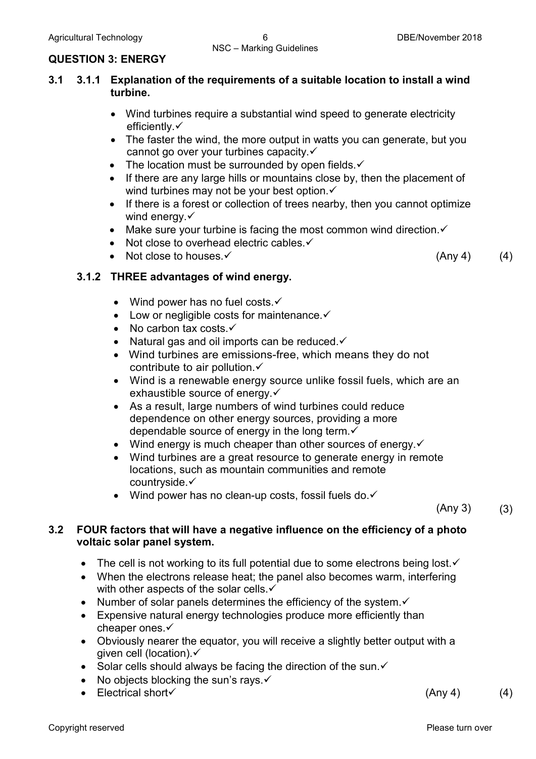## QUESTION 3: ENERGY

**3.1 3.1.1 Explanation of the requirements of a suitable location to install a wind turbine.**

- Wind turbines require a substantial wind speed to generate electricity efficiently.✓
- The faster the wind, the more output in watts you can generate, but you cannot go over your turbines capacity.✓
- The location must be surrounded by open fields.✓
- If there are any large hills or mountains close by, then the placement of wind turbines may not be your best option.✓
- If there is a forest or collection of trees nearby, then you cannot optimize wind energy.✓
- Make sure your turbine is facing the most common wind direction.✓
- Not close to overhead electric cables.✓
- Not close to houses.✓ (Any 4) (4)

**3.1.2 THREE advantages of wind energy.**

- Wind power has no fuel costs.✓
- Low or negligible costs for maintenance.✓
- No carbon tax costs.✓
- Natural gas and oil imports can be reduced.✓
- Wind turbines are emissions-free, which means they do not contribute to air pollution.✓
- Wind is a renewable energy source unlike fossil fuels, which are an exhaustible source of energy.✓
- As a result, large numbers of wind turbines could reduce dependence on other energy sources, providing a more dependable source of energy in the long term.✓
- Wind energy is much cheaper than other sources of energy.✓
- Wind turbines are a great resource to generate energy in remote locations, such as mountain communities and remote countryside.✓
- Wind power has no clean-up costs, fossil fuels do.✓

(Any 3) (3)

**3.2 FOUR factors that will have a negative influence on the efficiency of a photo voltaic solar panel system.**

- The cell is not working to its full potential due to some electrons being lost.✓
- When the electrons release heat; the panel also becomes warm, interfering with other aspects of the solar cells.✓
- Number of solar panels determines the efficiency of the system.✓
- Expensive natural energy technologies produce more efficiently than cheaper ones.✓
- Obviously nearer the equator, you will receive a slightly better output with a given cell (location).✓
- Solar cells should always be facing the direction of the sun.✓
- No objects blocking the sun's rays.✓
- Electrical short✓ (Any 4) (4)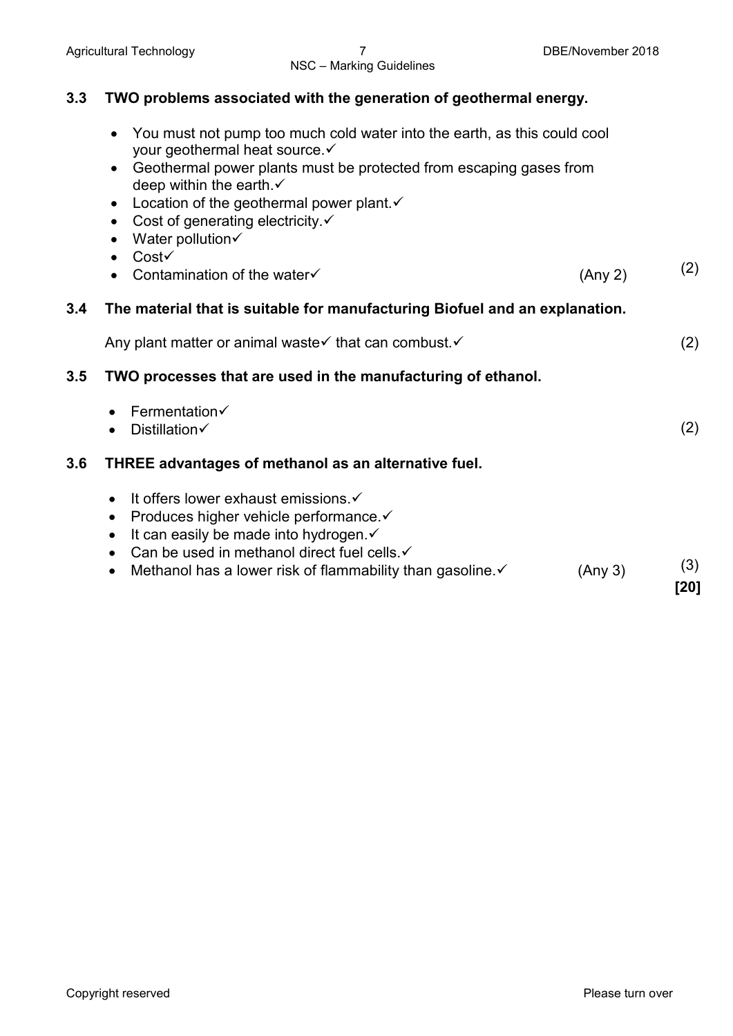### 3.3 TWO problems associated with the generation of geothermal energy.

- You must not pump too much cold water into the earth, as this could cool your geothermal heat source.✓
- Geothermal power plants must be protected from escaping gases from deep within the earth.✓
- Location of the geothermal power plant.✓
- Cost of generating electricity.✓
- Water pollution✓
- Cost✓
- Contamination of the water✓ (Any 2) (2)

### 3.4 The material that is suitable for manufacturing Biofuel and an explanation.

Any plant matter or animal waste✓ that can combust.✓ (2)

### 3.5 TWO processes that are used in the manufacturing of ethanol.

- Fermentation✓
- Distillation✓ (2)

### 3.6 THREE advantages of methanol as an alternative fuel.

- It offers lower exhaust emissions.✓
- Produces higher vehicle performance.✓
- It can easily be made into hydrogen.✓
- Can be used in methanol direct fuel cells.✓
- Methanol has a lower risk of flammability than gasoline.✓ (Any 3) (3)

**[20]**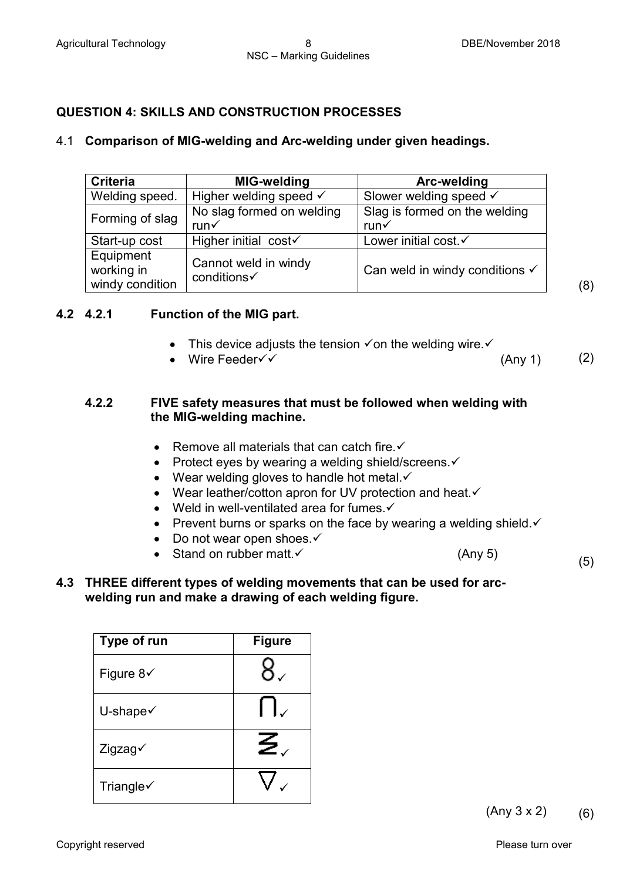## QUESTION 4: SKILLS AND CONSTRUCTION PROCESSES

4.1 **Comparison of MIG-welding and Arc-welding under given headings.**

| Criteria | MIG-welding | Arc-welding |
|---|---|---|
| Welding speed. | Higher welding speed ✓ | Slower welding speed ✓ |
| Forming of slag | No slag formed on welding run✓ | Slag is formed on the welding run✓ |
| Start-up cost | Higher initial cost✓ | Lower initial cost.✓ |
| Equipment working in windy condition | Cannot weld in windy conditions✓ | Can weld in windy conditions ✓ |

(8)

**4.2 4.2.1 Function of the MIG part.**

- This device adjusts the tension ✓on the welding wire.✓
- Wire Feeder✓✓ (Any 1)

(2)

**4.2.2 FIVE safety measures that must be followed when welding with the MIG-welding machine.**

- Remove all materials that can catch fire.✓
- Protect eyes by wearing a welding shield/screens.✓
- Wear welding gloves to handle hot metal.✓
- Wear leather/cotton apron for UV protection and heat.✓
- Weld in well-ventilated area for fumes.✓
- Prevent burns or sparks on the face by wearing a welding shield.✓
- Do not wear open shoes.✓
- Stand on rubber matt.✓ (Any 5)

(5)

**4.3 THREE different types of welding movements that can be used for arc-welding run and make a drawing of each welding figure.**

| Type of run | Figure |
|---|---|
| Figure 8✓ | 8✓ |
| U-shape✓ | ∩✓ |
| Zigzag✓ | ≷✓ |
| Triangle✓ | ∇✓ |

(Any 3 x 2) (6)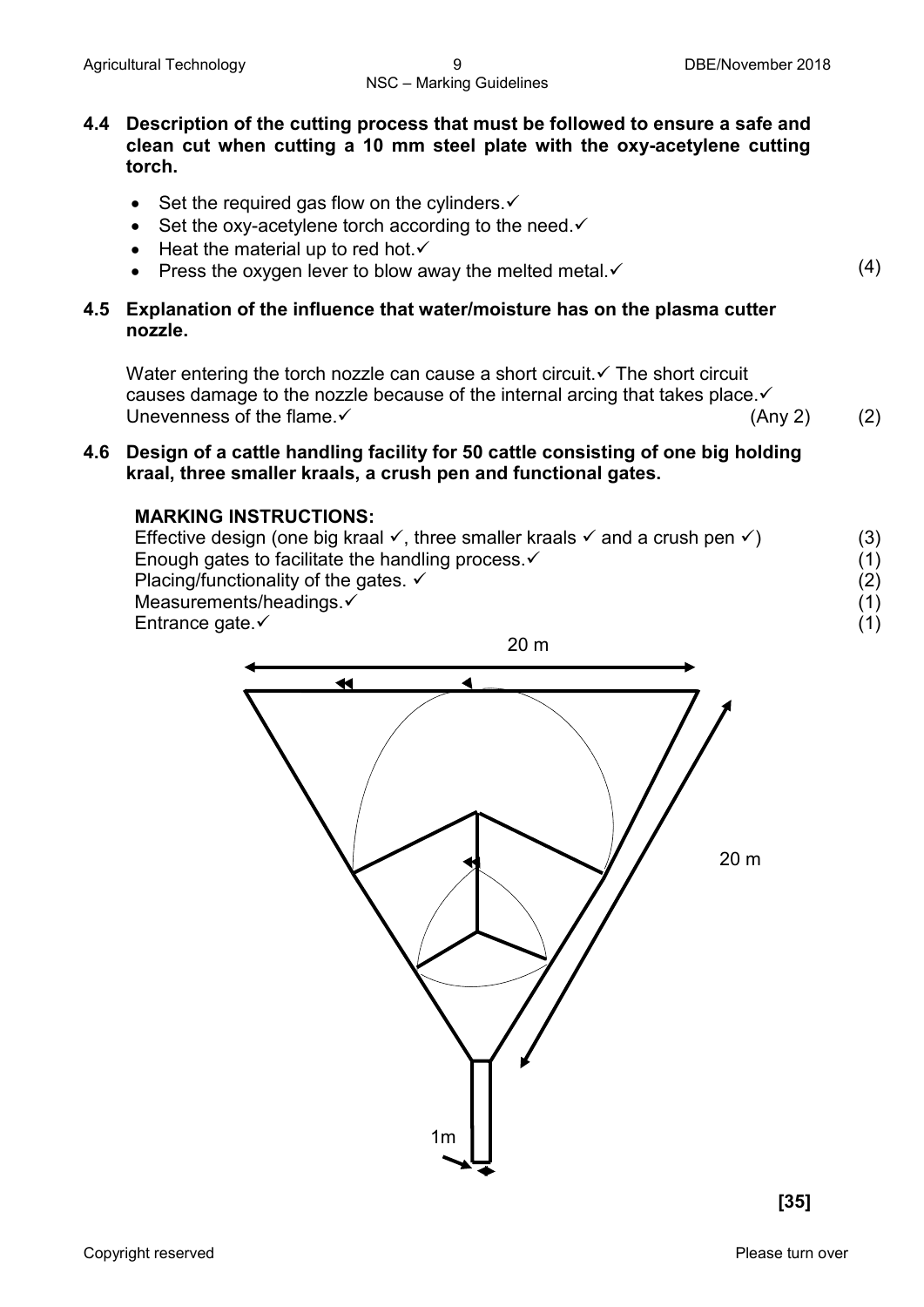**4.4 Description of the cutting process that must be followed to ensure a safe and clean cut when cutting a 10 mm steel plate with the oxy-acetylene cutting torch.**

- Set the required gas flow on the cylinders.✓
- Set the oxy-acetylene torch according to the need.✓
- Heat the material up to red hot.✓
- Press the oxygen lever to blow away the melted metal.✓ (4)

**4.5 Explanation of the influence that water/moisture has on the plasma cutter nozzle.**

Water entering the torch nozzle can cause a short circuit.✓ The short circuit causes damage to the nozzle because of the internal arcing that takes place.✓ Unevenness of the flame.✓ (Any 2) (2)

**4.6 Design of a cattle handling facility for 50 cattle consisting of one big holding kraal, three smaller kraals, a crush pen and functional gates.**

**MARKING INSTRUCTIONS:**

Effective design (one big kraal ✓, three smaller kraals ✓ and a crush pen ✓) (3)
Enough gates to facilitate the handling process.✓ (1)
Placing/functionality of the gates. ✓ (2)
Measurements/headings.✓ (1)
Entrance gate.✓ (1)

20 m

20 m

1m

**[35]**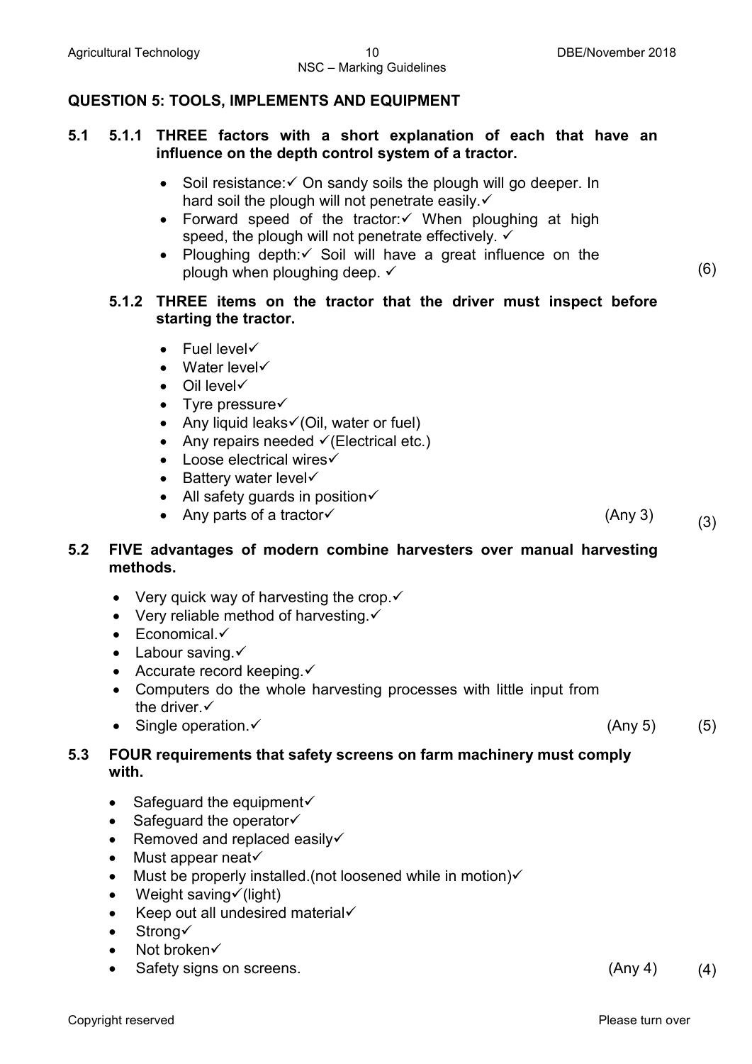## QUESTION 5: TOOLS, IMPLEMENTS AND EQUIPMENT

**5.1 5.1.1 THREE factors with a short explanation of each that have an influence on the depth control system of a tractor.**

- Soil resistance:✓ On sandy soils the plough will go deeper. In hard soil the plough will not penetrate easily.✓
- Forward speed of the tractor:✓ When ploughing at high speed, the plough will not penetrate effectively. ✓
- Ploughing depth:✓ Soil will have a great influence on the plough when ploughing deep. ✓ (6)

**5.1.2 THREE items on the tractor that the driver must inspect before starting the tractor.**

- Fuel level✓
- Water level✓
- Oil level✓
- Tyre pressure✓
- Any liquid leaks✓(Oil, water or fuel)
- Any repairs needed ✓(Electrical etc.)
- Loose electrical wires✓
- Battery water level✓
- All safety guards in position✓
- Any parts of a tractor✓ (Any 3) (3)

**5.2 FIVE advantages of modern combine harvesters over manual harvesting methods.**

- Very quick way of harvesting the crop.✓
- Very reliable method of harvesting.✓
- Economical.✓
- Labour saving.✓
- Accurate record keeping.✓
- Computers do the whole harvesting processes with little input from the driver.✓
- Single operation.✓ (Any 5) (5)

**5.3 FOUR requirements that safety screens on farm machinery must comply with.**

- Safeguard the equipment✓
- Safeguard the operator✓
- Removed and replaced easily✓
- Must appear neat✓
- Must be properly installed.(not loosened while in motion)✓
- Weight saving✓(light)
- Keep out all undesired material✓
- Strong✓
- Not broken✓
- Safety signs on screens. (Any 4) (4)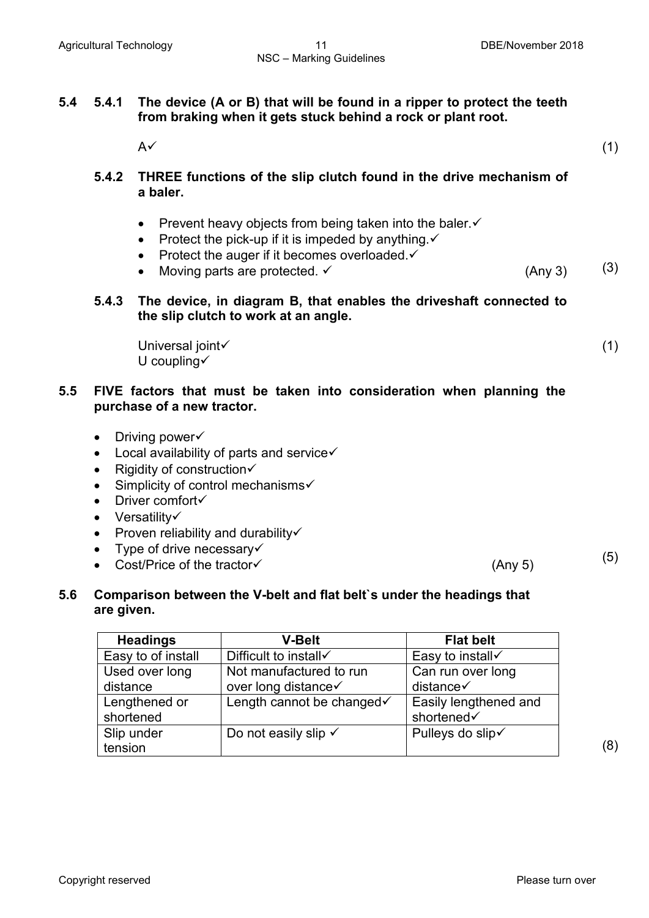**5.4 5.4.1 The device (A or B) that will be found in a ripper to protect the teeth from braking when it gets stuck behind a rock or plant root.**

A✓ (1)

**5.4.2 THREE functions of the slip clutch found in the drive mechanism of a baler.**

- Prevent heavy objects from being taken into the baler.✓
- Protect the pick-up if it is impeded by anything.✓
- Protect the auger if it becomes overloaded.✓
- Moving parts are protected. ✓ (Any 3) (3)

**5.4.3 The device, in diagram B, that enables the driveshaft connected to the slip clutch to work at an angle.**

Universal joint✓
U coupling✓ (1)

**5.5 FIVE factors that must be taken into consideration when planning the purchase of a new tractor.**

- Driving power✓
- Local availability of parts and service✓
- Rigidity of construction✓
- Simplicity of control mechanisms✓
- Driver comfort✓
- Versatility✓
- Proven reliability and durability✓
- Type of drive necessary✓
- Cost/Price of the tractor✓ (Any 5) (5)

**5.6 Comparison between the V-belt and flat belt`s under the headings that are given.**

| Headings | V-Belt | Flat belt |
|---|---|---|
| Easy to of install | Difficult to install✓ | Easy to install✓ |
| Used over long distance | Not manufactured to run over long distance✓ | Can run over long distance✓ |
| Lengthened or shortened | Length cannot be changed✓ | Easily lengthened and shortened✓ |
| Slip under tension | Do not easily slip ✓ | Pulleys do slip✓ |

(8)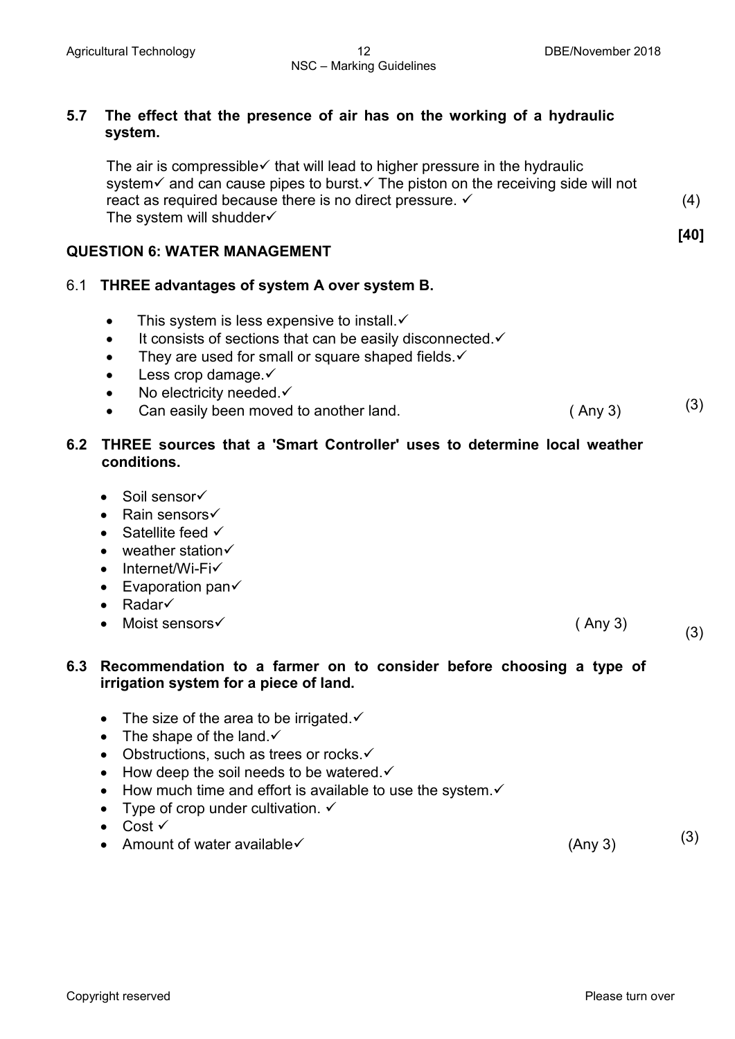**5.7 The effect that the presence of air has on the working of a hydraulic system.**

The air is compressible✓ that will lead to higher pressure in the hydraulic system✓ and can cause pipes to burst.✓ The piston on the receiving side will not react as required because there is no direct pressure. ✓ The system will shudder✓ (4)

**[40]**

## QUESTION 6: WATER MANAGEMENT

**6.1 THREE advantages of system A over system B.**

- This system is less expensive to install.✓
- It consists of sections that can be easily disconnected.✓
- They are used for small or square shaped fields.✓
- Less crop damage.✓
- No electricity needed.✓
- Can easily been moved to another land. ( Any 3) (3)

**6.2 THREE sources that a 'Smart Controller' uses to determine local weather conditions.**

- Soil sensor✓
- Rain sensors✓
- Satellite feed ✓
- weather station✓
- Internet/Wi-Fi✓
- Evaporation pan✓
- Radar✓
- Moist sensors✓ ( Any 3) (3)

**6.3 Recommendation to a farmer on to consider before choosing a type of irrigation system for a piece of land.**

- The size of the area to be irrigated.✓
- The shape of the land.✓
- Obstructions, such as trees or rocks.✓
- How deep the soil needs to be watered.✓
- How much time and effort is available to use the system.✓
- Type of crop under cultivation. ✓
- Cost ✓
- Amount of water available✓ (Any 3) (3)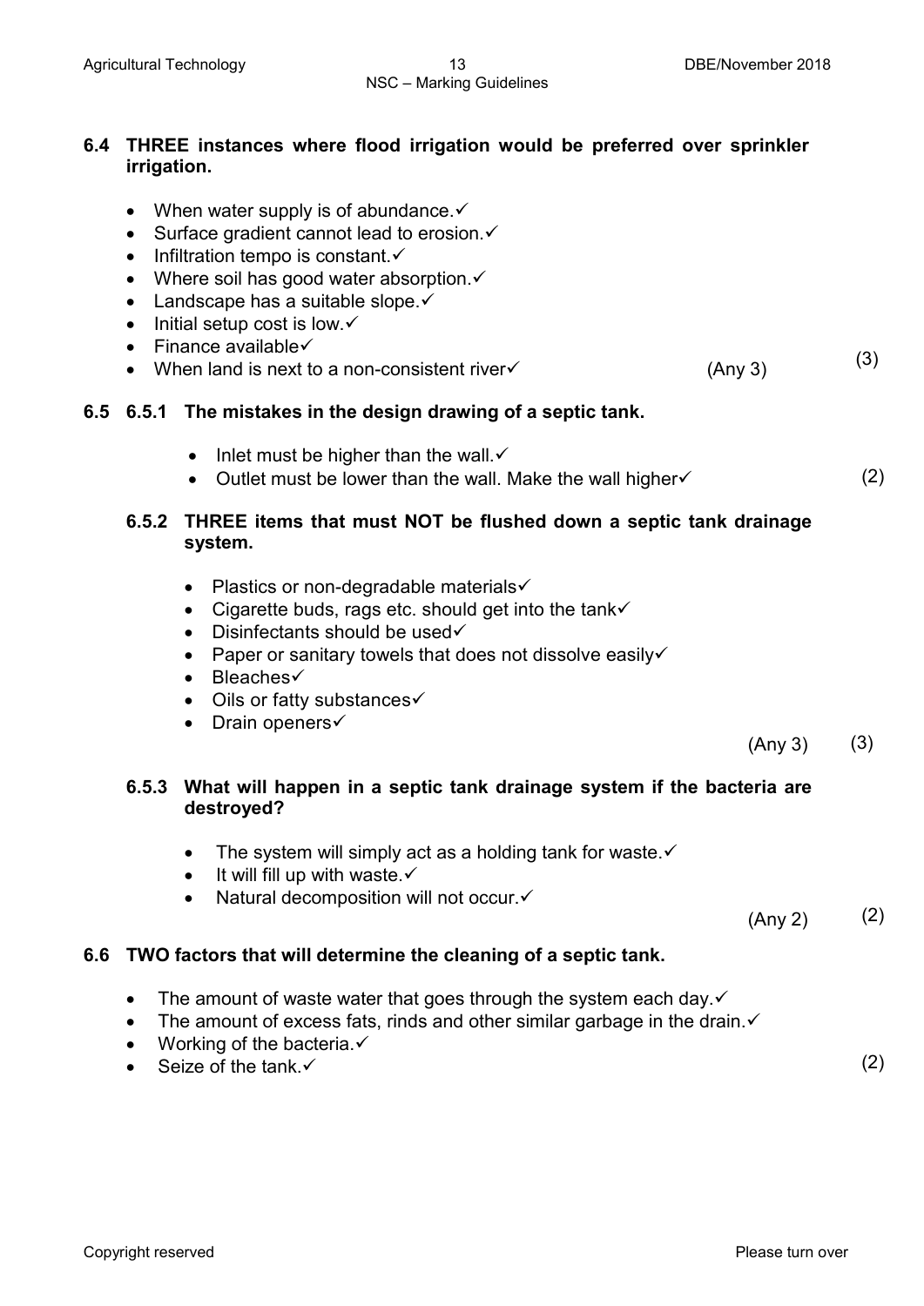**6.4 THREE instances where flood irrigation would be preferred over sprinkler irrigation.**

- When water supply is of abundance.✓
- Surface gradient cannot lead to erosion.✓
- Infiltration tempo is constant.✓
- Where soil has good water absorption.✓
- Landscape has a suitable slope.✓
- Initial setup cost is low.✓
- Finance available✓
- When land is next to a non-consistent river✓ (Any 3) (3)

**6.5 6.5.1 The mistakes in the design drawing of a septic tank.**

- Inlet must be higher than the wall.✓
- Outlet must be lower than the wall. Make the wall higher✓ (2)

**6.5.2 THREE items that must NOT be flushed down a septic tank drainage system.**

- Plastics or non-degradable materials✓
- Cigarette buds, rags etc. should get into the tank✓
- Disinfectants should be used✓
- Paper or sanitary towels that does not dissolve easily✓
- Bleaches✓
- Oils or fatty substances✓
- Drain openers✓

(Any 3) (3)

**6.5.3 What will happen in a septic tank drainage system if the bacteria are destroyed?**

- The system will simply act as a holding tank for waste.✓
- It will fill up with waste.✓
- Natural decomposition will not occur.✓

(Any 2) (2)

**6.6 TWO factors that will determine the cleaning of a septic tank.**

- The amount of waste water that goes through the system each day.✓
- The amount of excess fats, rinds and other similar garbage in the drain.✓
- Working of the bacteria.✓
- Seize of the tank.✓ (2)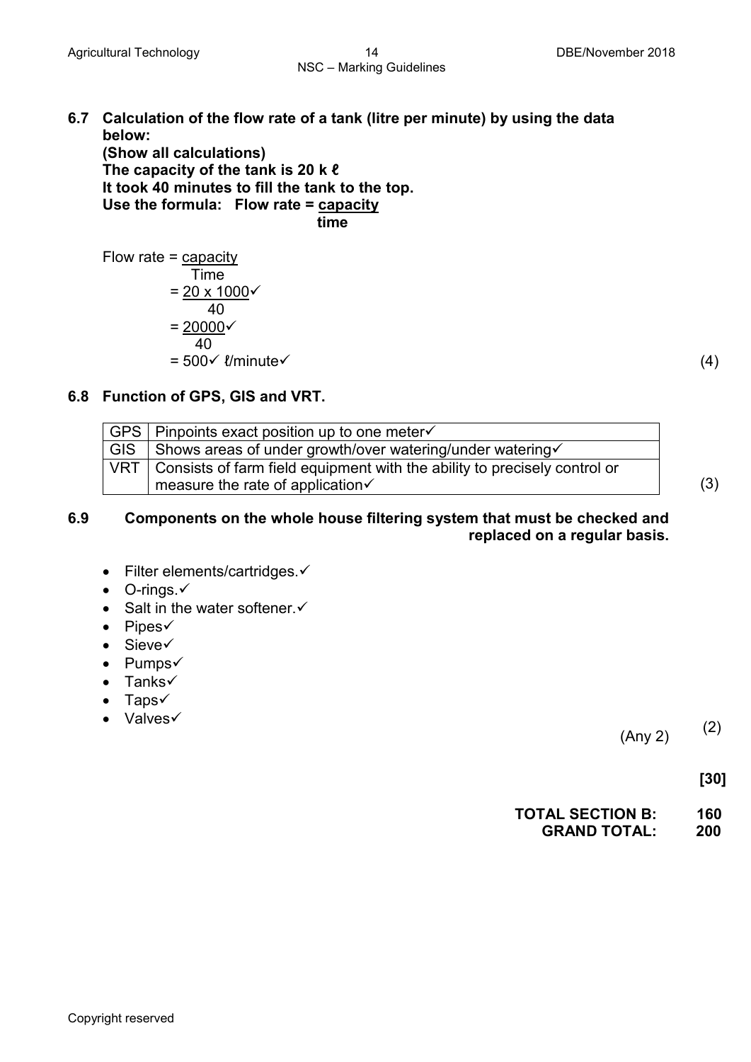**6.7 Calculation of the flow rate of a tank (litre per minute) by using the data below:**
**(Show all calculations)**
**The capacity of the tank is 20 k ℓ**
**It took 40 minutes to fill the tank to the top.**
**Use the formula: Flow rate = $\frac{\text{capacity}}{\text{time}}$**

$$\text{Flow rate} = \frac{\text{capacity}}{\text{Time}}$$

$$= \frac{20 \times 1000✓}{40}$$

$$= \frac{20000✓}{40}$$

$$= 500✓ \text{ ℓ/minute}✓$$

(4)

**6.8 Function of GPS, GIS and VRT.**

| | |
|---|---|
| GPS | Pinpoints exact position up to one meter✓ |
| GIS | Shows areas of under growth/over watering/under watering✓ |
| VRT | Consists of farm field equipment with the ability to precisely control or measure the rate of application✓ |

(3)

**6.9 Components on the whole house filtering system that must be checked and replaced on a regular basis.**

- Filter elements/cartridges.✓
- O-rings.✓
- Salt in the water softener.✓
- Pipes✓
- Sieve✓
- Pumps✓
- Tanks✓
- Taps✓
- Valves✓

(Any 2) (2)

**[30]**

**TOTAL SECTION B: 160**
**GRAND TOTAL: 200**